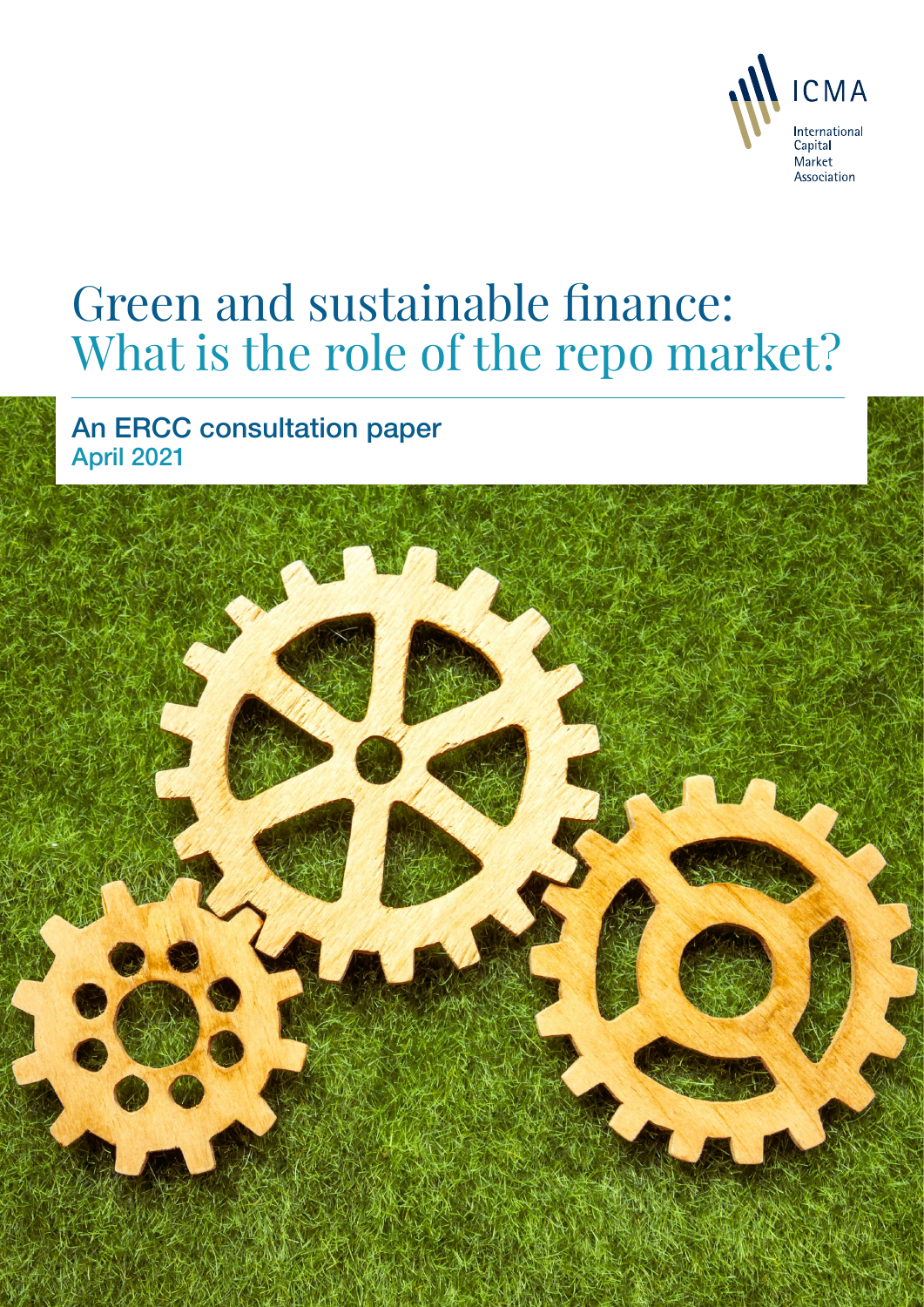ICMA

International Capital Market Association

# Green and sustainable finance: What is the role of the repo market?

## An ERCC consultation paper
April 2021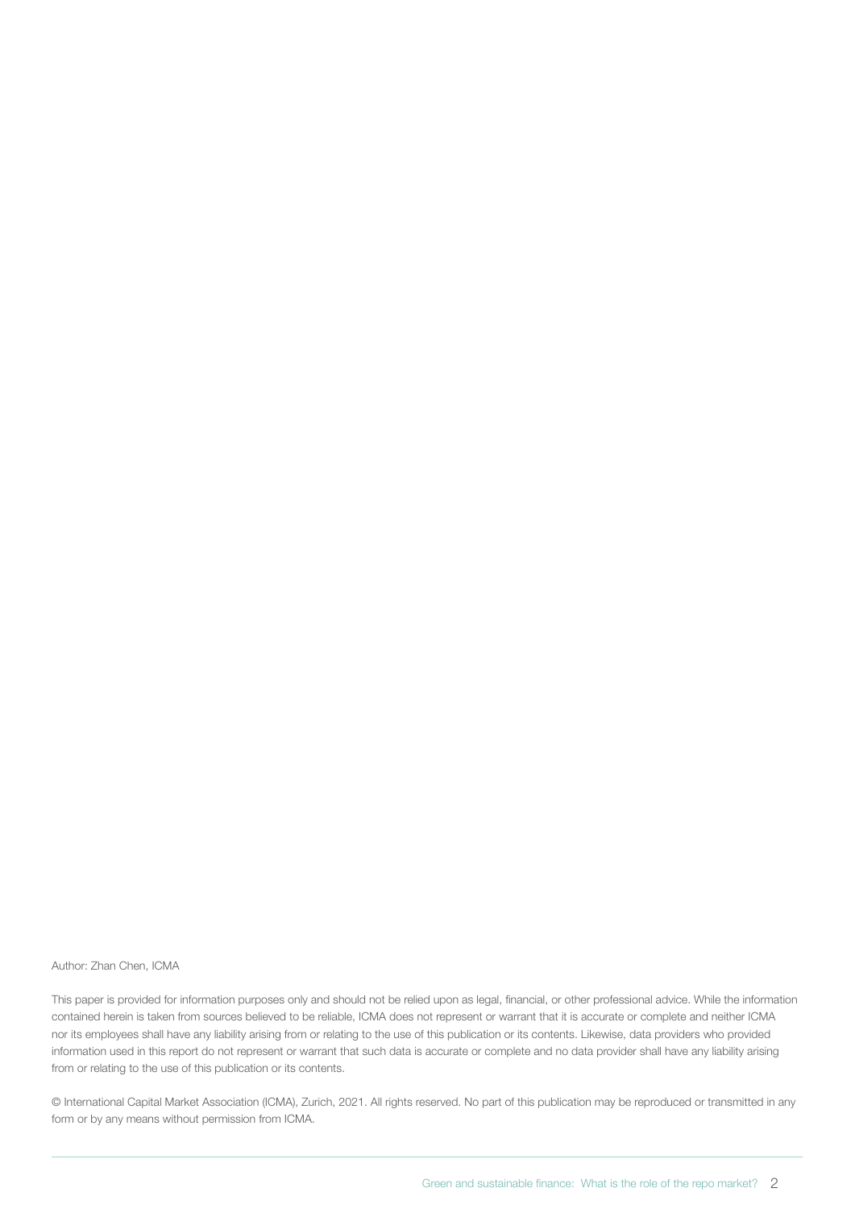Author: Zhan Chen, ICMA

This paper is provided for information purposes only and should not be relied upon as legal, financial, or other professional advice. While the information contained herein is taken from sources believed to be reliable, ICMA does not represent or warrant that it is accurate or complete and neither ICMA nor its employees shall have any liability arising from or relating to the use of this publication or its contents. Likewise, data providers who provided information used in this report do not represent or warrant that such data is accurate or complete and no data provider shall have any liability arising from or relating to the use of this publication or its contents.

© International Capital Market Association (ICMA), Zurich, 2021. All rights reserved. No part of this publication may be reproduced or transmitted in any form or by any means without permission from ICMA.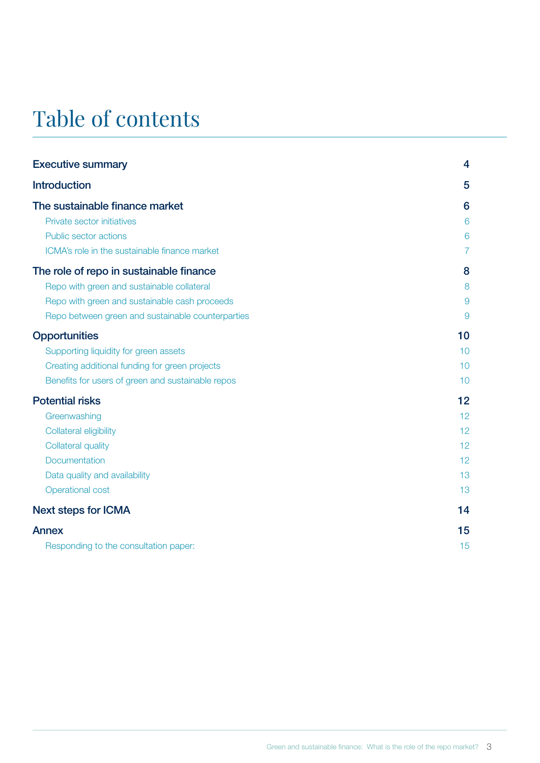# Table of contents

| | |
|---|---|
| **Executive summary** | **4** |
| **Introduction** | **5** |
| **The sustainable finance market** | **6** |
| Private sector initiatives | 6 |
| Public sector actions | 6 |
| ICMA's role in the sustainable finance market | 7 |
| **The role of repo in sustainable finance** | **8** |
| Repo with green and sustainable collateral | 8 |
| Repo with green and sustainable cash proceeds | 9 |
| Repo between green and sustainable counterparties | 9 |
| **Opportunities** | **10** |
| Supporting liquidity for green assets | 10 |
| Creating additional funding for green projects | 10 |
| Benefits for users of green and sustainable repos | 10 |
| **Potential risks** | **12** |
| Greenwashing | 12 |
| Collateral eligibility | 12 |
| Collateral quality | 12 |
| Documentation | 12 |
| Data quality and availability | 13 |
| Operational cost | 13 |
| **Next steps for ICMA** | **14** |
| **Annex** | **15** |
| Responding to the consultation paper: | 15 |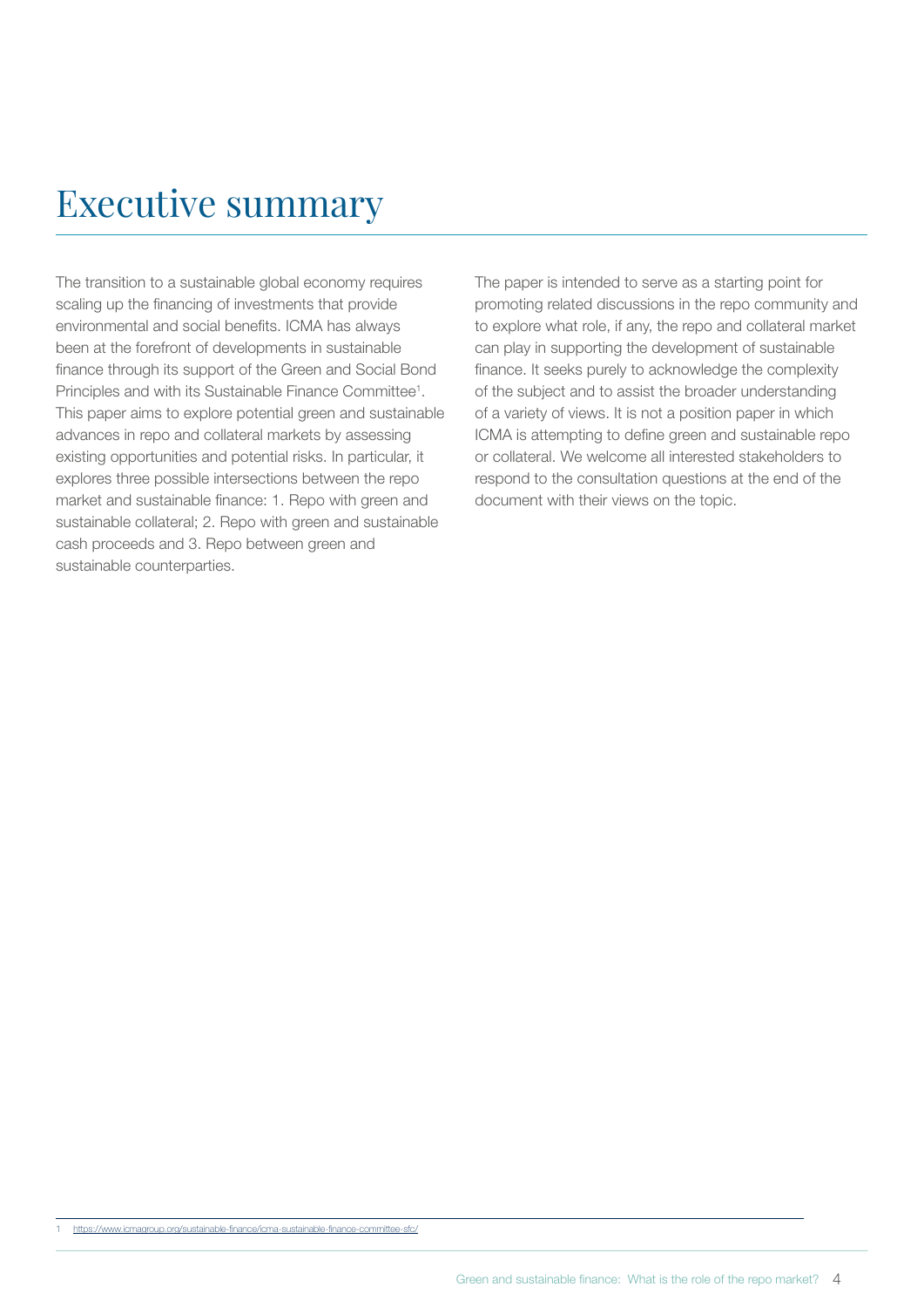# Executive summary

The transition to a sustainable global economy requires scaling up the financing of investments that provide environmental and social benefits. ICMA has always been at the forefront of developments in sustainable finance through its support of the Green and Social Bond Principles and with its Sustainable Finance Committee[1]. This paper aims to explore potential green and sustainable advances in repo and collateral markets by assessing existing opportunities and potential risks. In particular, it explores three possible intersections between the repo market and sustainable finance: 1. Repo with green and sustainable collateral; 2. Repo with green and sustainable cash proceeds and 3. Repo between green and sustainable counterparties.

The paper is intended to serve as a starting point for promoting related discussions in the repo community and to explore what role, if any, the repo and collateral market can play in supporting the development of sustainable finance. It seeks purely to acknowledge the complexity of the subject and to assist the broader understanding of a variety of views. It is not a position paper in which ICMA is attempting to define green and sustainable repo or collateral. We welcome all interested stakeholders to respond to the consultation questions at the end of the document with their views on the topic.

1 https://www.icmagroup.org/sustainable-finance/icma-sustainable-finance-committee-sfc/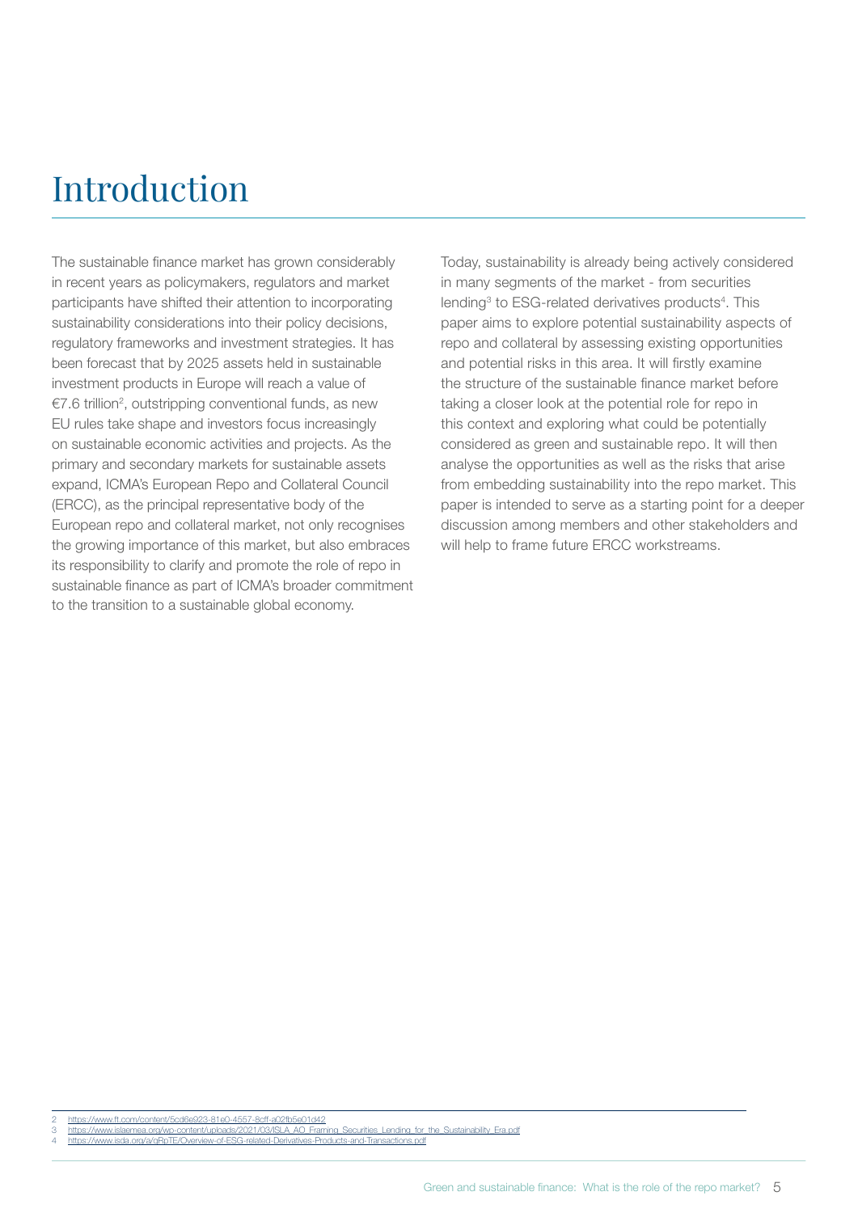# Introduction

The sustainable finance market has grown considerably in recent years as policymakers, regulators and market participants have shifted their attention to incorporating sustainability considerations into their policy decisions, regulatory frameworks and investment strategies. It has been forecast that by 2025 assets held in sustainable investment products in Europe will reach a value of €7.6 trillion[2], outstripping conventional funds, as new EU rules take shape and investors focus increasingly on sustainable economic activities and projects. As the primary and secondary markets for sustainable assets expand, ICMA's European Repo and Collateral Council (ERCC), as the principal representative body of the European repo and collateral market, not only recognises the growing importance of this market, but also embraces its responsibility to clarify and promote the role of repo in sustainable finance as part of ICMA's broader commitment to the transition to a sustainable global economy.

Today, sustainability is already being actively considered in many segments of the market - from securities lending[3] to ESG-related derivatives products[4]. This paper aims to explore potential sustainability aspects of repo and collateral by assessing existing opportunities and potential risks in this area. It will firstly examine the structure of the sustainable finance market before taking a closer look at the potential role for repo in this context and exploring what could be potentially considered as green and sustainable repo. It will then analyse the opportunities as well as the risks that arise from embedding sustainability into the repo market. This paper is intended to serve as a starting point for a deeper discussion among members and other stakeholders and will help to frame future ERCC workstreams.

2 https://www.ft.com/content/5cd6e923-81e0-4557-8cff-a02fb5e01d42
3 https://www.islaemea.org/wp-content/uploads/2021/03/ISLA_AO_Framing_Securities_Lending_for_the_Sustainability_Era.pdf
4 https://www.isda.org/a/qRpTE/Overview-of-ESG-related-Derivatives-Products-and-Transactions.pdf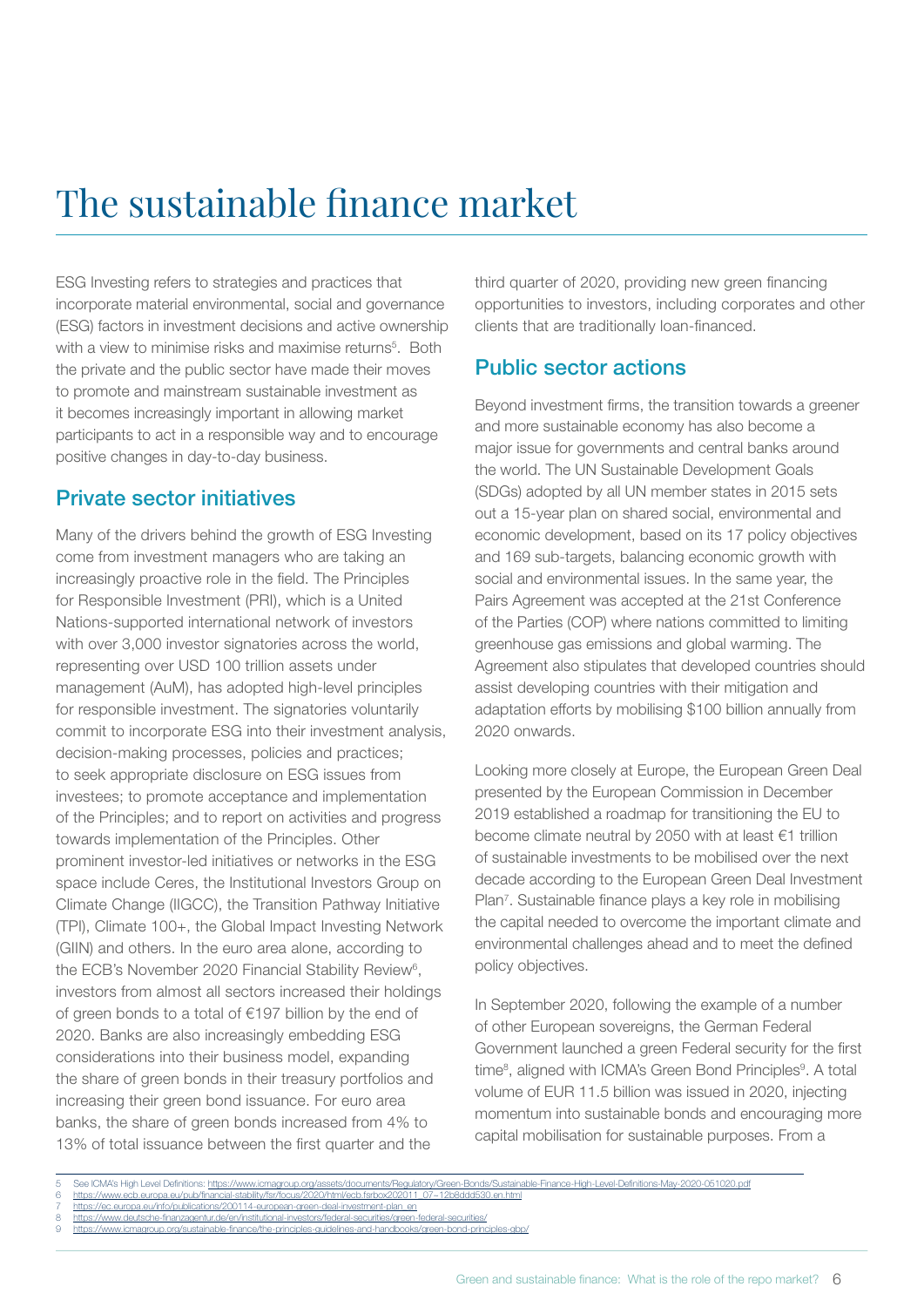# The sustainable finance market

ESG Investing refers to strategies and practices that incorporate material environmental, social and governance (ESG) factors in investment decisions and active ownership with a view to minimise risks and maximise returns[5]. Both the private and the public sector have made their moves to promote and mainstream sustainable investment as it becomes increasingly important in allowing market participants to act in a responsible way and to encourage positive changes in day-to-day business.

## Private sector initiatives

Many of the drivers behind the growth of ESG Investing come from investment managers who are taking an increasingly proactive role in the field. The Principles for Responsible Investment (PRI), which is a United Nations-supported international network of investors with over 3,000 investor signatories across the world, representing over USD 100 trillion assets under management (AuM), has adopted high-level principles for responsible investment. The signatories voluntarily commit to incorporate ESG into their investment analysis, decision-making processes, policies and practices; to seek appropriate disclosure on ESG issues from investees; to promote acceptance and implementation of the Principles; and to report on activities and progress towards implementation of the Principles. Other prominent investor-led initiatives or networks in the ESG space include Ceres, the Institutional Investors Group on Climate Change (IIGCC), the Transition Pathway Initiative (TPI), Climate 100+, the Global Impact Investing Network (GIIN) and others. In the euro area alone, according to the ECB's November 2020 Financial Stability Review[6], investors from almost all sectors increased their holdings of green bonds to a total of €197 billion by the end of 2020. Banks are also increasingly embedding ESG considerations into their business model, expanding the share of green bonds in their treasury portfolios and increasing their green bond issuance. For euro area banks, the share of green bonds increased from 4% to 13% of total issuance between the first quarter and the third quarter of 2020, providing new green financing opportunities to investors, including corporates and other clients that are traditionally loan-financed.

## Public sector actions

Beyond investment firms, the transition towards a greener and more sustainable economy has also become a major issue for governments and central banks around the world. The UN Sustainable Development Goals (SDGs) adopted by all UN member states in 2015 sets out a 15-year plan on shared social, environmental and economic development, based on its 17 policy objectives and 169 sub-targets, balancing economic growth with social and environmental issues. In the same year, the Pairs Agreement was accepted at the 21st Conference of the Parties (COP) where nations committed to limiting greenhouse gas emissions and global warming. The Agreement also stipulates that developed countries should assist developing countries with their mitigation and adaptation efforts by mobilising $100 billion annually from 2020 onwards.

Looking more closely at Europe, the European Green Deal presented by the European Commission in December 2019 established a roadmap for transitioning the EU to become climate neutral by 2050 with at least €1 trillion of sustainable investments to be mobilised over the next decade according to the European Green Deal Investment Plan[7]. Sustainable finance plays a key role in mobilising the capital needed to overcome the important climate and environmental challenges ahead and to meet the defined policy objectives.

In September 2020, following the example of a number of other European sovereigns, the German Federal Government launched a green Federal security for the first time[8], aligned with ICMA's Green Bond Principles[9]. A total volume of EUR 11.5 billion was issued in 2020, injecting momentum into sustainable bonds and encouraging more capital mobilisation for sustainable purposes. From a

---

5 See ICMA's High Level Definitions: https://www.icmagroup.org/assets/documents/Regulatory/Green-Bonds/Sustainable-Finance-High-Level-Definitions-May-2020-051020.pdf
6 https://www.ecb.europa.eu/pub/financial-stability/fsr/focus/2020/html/ecb.fsrbox202011_07~12b8ddd530.en.html
7 https://ec.europa.eu/info/publications/200114-european-green-deal-investment-plan_en
8 https://www.deutsche-finanzagentur.de/en/institutional-investors/federal-securities/green-federal-securities/
9 https://www.icmagroup.org/sustainable-finance/the-principles-guidelines-and-handbooks/green-bond-principles-gbp/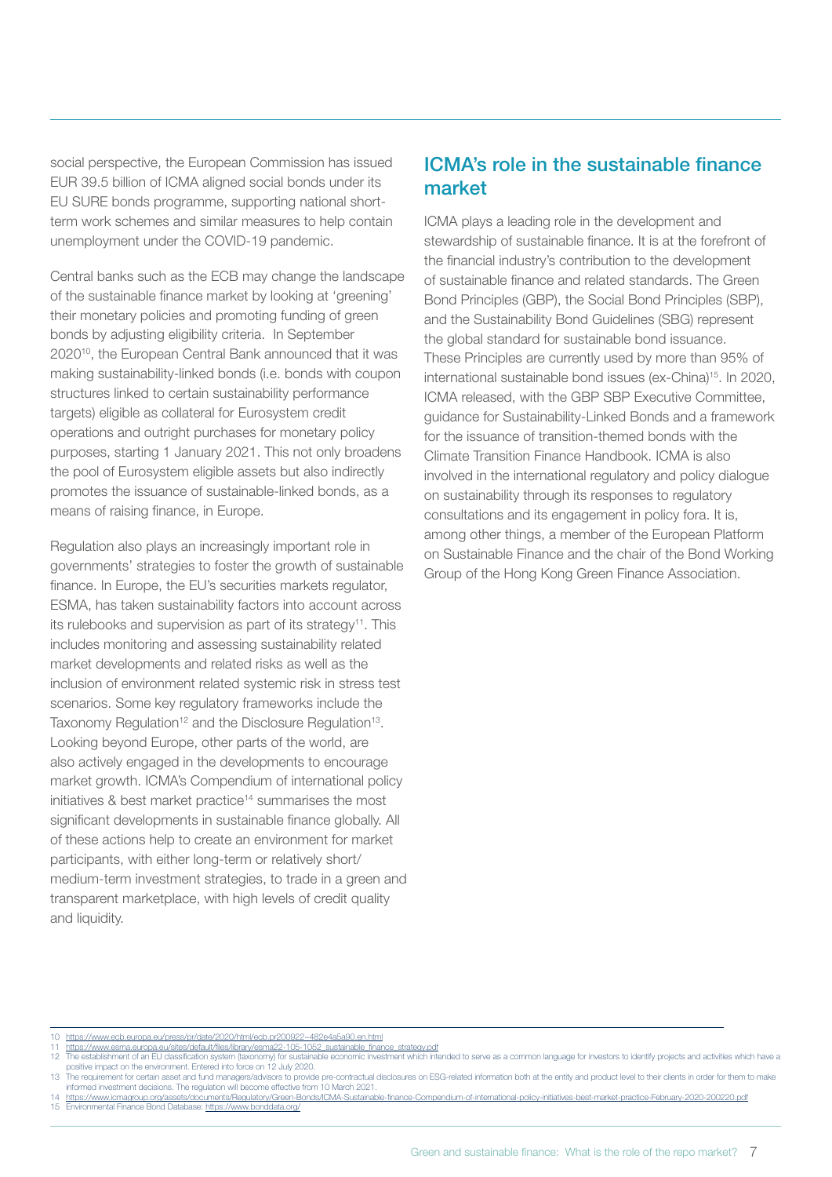social perspective, the European Commission has issued EUR 39.5 billion of ICMA aligned social bonds under its EU SURE bonds programme, supporting national short-term work schemes and similar measures to help contain unemployment under the COVID-19 pandemic.

Central banks such as the ECB may change the landscape of the sustainable finance market by looking at 'greening' their monetary policies and promoting funding of green bonds by adjusting eligibility criteria. In September 2020[10], the European Central Bank announced that it was making sustainability-linked bonds (i.e. bonds with coupon structures linked to certain sustainability performance targets) eligible as collateral for Eurosystem credit operations and outright purchases for monetary policy purposes, starting 1 January 2021. This not only broadens the pool of Eurosystem eligible assets but also indirectly promotes the issuance of sustainable-linked bonds, as a means of raising finance, in Europe.

Regulation also plays an increasingly important role in governments' strategies to foster the growth of sustainable finance. In Europe, the EU's securities markets regulator, ESMA, has taken sustainability factors into account across its rulebooks and supervision as part of its strategy[11]. This includes monitoring and assessing sustainability related market developments and related risks as well as the inclusion of environment related systemic risk in stress test scenarios. Some key regulatory frameworks include the Taxonomy Regulation[12] and the Disclosure Regulation[13]. Looking beyond Europe, other parts of the world, are also actively engaged in the developments to encourage market growth. ICMA's Compendium of international policy initiatives & best market practice[14] summarises the most significant developments in sustainable finance globally. All of these actions help to create an environment for market participants, with either long-term or relatively short/medium-term investment strategies, to trade in a green and transparent marketplace, with high levels of credit quality and liquidity.

## ICMA's role in the sustainable finance market

ICMA plays a leading role in the development and stewardship of sustainable finance. It is at the forefront of the financial industry's contribution to the development of sustainable finance and related standards. The Green Bond Principles (GBP), the Social Bond Principles (SBP), and the Sustainability Bond Guidelines (SBG) represent the global standard for sustainable bond issuance. These Principles are currently used by more than 95% of international sustainable bond issues (ex-China)[15]. In 2020, ICMA released, with the GBP SBP Executive Committee, guidance for Sustainability-Linked Bonds and a framework for the issuance of transition-themed bonds with the Climate Transition Finance Handbook. ICMA is also involved in the international regulatory and policy dialogue on sustainability through its responses to regulatory consultations and its engagement in policy fora. It is, among other things, a member of the European Platform on Sustainable Finance and the chair of the Bond Working Group of the Hong Kong Green Finance Association.

---

10 https://www.ecb.europa.eu/press/pr/date/2020/html/ecb.pr200922~482e4a5a90.en.html

11 https://www.esma.europa.eu/sites/default/files/library/esma22-105-1052_sustainable_finance_strategy.pdf

12 The establishment of an EU classification system (taxonomy) for sustainable economic investment which intended to serve as a common language for investors to identify projects and activities which have a positive impact on the environment. Entered into force on 12 July 2020.

13 The requirement for certain asset and fund managers/advisors to provide pre-contractual disclosures on ESG-related information both at the entity and product level to their clients in order for them to make informed investment decisions. The regulation will become effective from 10 March 2021.

14 https://www.icmagroup.org/assets/documents/Regulatory/Green-Bonds/ICMA-Sustainable-finance-Compendium-of-international-policy-initiatives-best-market-practice-February-2020-200220.pdf

15 Environmental Finance Bond Database: https://www.bonddata.org/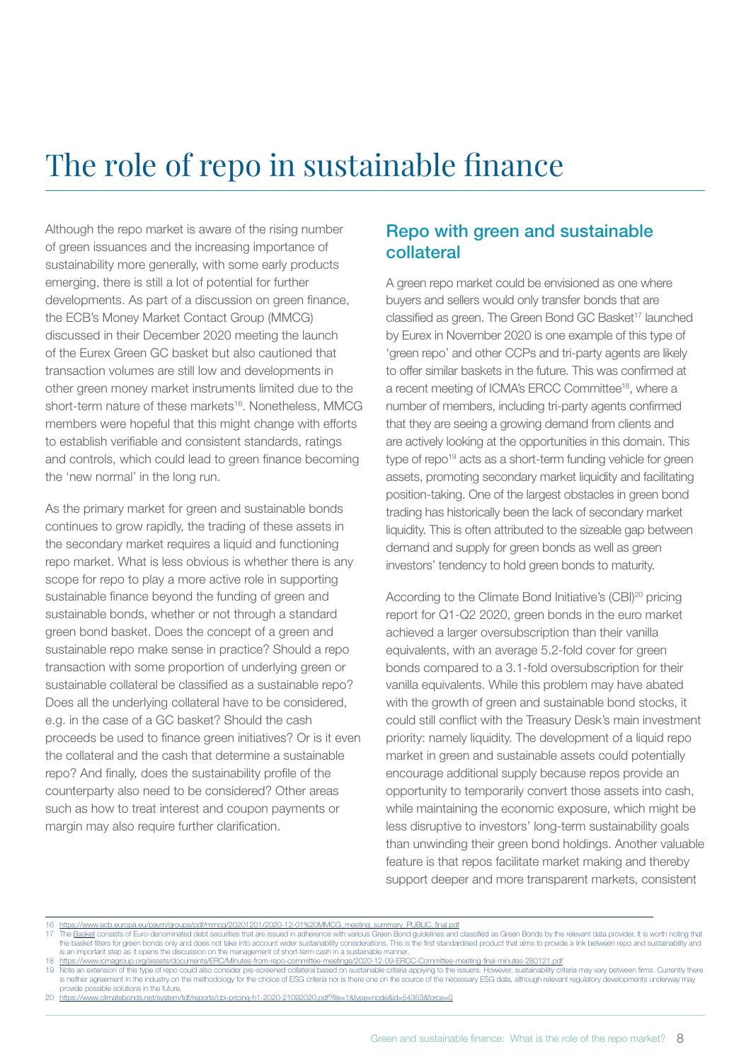# The role of repo in sustainable finance

Although the repo market is aware of the rising number of green issuances and the increasing importance of sustainability more generally, with some early products emerging, there is still a lot of potential for further developments. As part of a discussion on green finance, the ECB's Money Market Contact Group (MMCG) discussed in their December 2020 meeting the launch of the Eurex Green GC basket but also cautioned that transaction volumes are still low and developments in other green money market instruments limited due to the short-term nature of these markets[16]. Nonetheless, MMCG members were hopeful that this might change with efforts to establish verifiable and consistent standards, ratings and controls, which could lead to green finance becoming the 'new normal' in the long run.

As the primary market for green and sustainable bonds continues to grow rapidly, the trading of these assets in the secondary market requires a liquid and functioning repo market. What is less obvious is whether there is any scope for repo to play a more active role in supporting sustainable finance beyond the funding of green and sustainable bonds, whether or not through a standard green bond basket. Does the concept of a green and sustainable repo make sense in practice? Should a repo transaction with some proportion of underlying green or sustainable collateral be classified as a sustainable repo? Does all the underlying collateral have to be considered, e.g. in the case of a GC basket? Should the cash proceeds be used to finance green initiatives? Or is it even the collateral and the cash that determine a sustainable repo? And finally, does the sustainability profile of the counterparty also need to be considered? Other areas such as how to treat interest and coupon payments or margin may also require further clarification.

## Repo with green and sustainable collateral

A green repo market could be envisioned as one where buyers and sellers would only transfer bonds that are classified as green. The Green Bond GC Basket[17] launched by Eurex in November 2020 is one example of this type of 'green repo' and other CCPs and tri-party agents are likely to offer similar baskets in the future. This was confirmed at a recent meeting of ICMA's ERCC Committee[18], where a number of members, including tri-party agents confirmed that they are seeing a growing demand from clients and are actively looking at the opportunities in this domain. This type of repo[19] acts as a short-term funding vehicle for green assets, promoting secondary market liquidity and facilitating position-taking. One of the largest obstacles in green bond trading has historically been the lack of secondary market liquidity. This is often attributed to the sizeable gap between demand and supply for green bonds as well as green investors' tendency to hold green bonds to maturity.

According to the Climate Bond Initiative's (CBI)[20] pricing report for Q1-Q2 2020, green bonds in the euro market achieved a larger oversubscription than their vanilla equivalents, with an average 5.2-fold cover for green bonds compared to a 3.1-fold oversubscription for their vanilla equivalents. While this problem may have abated with the growth of green and sustainable bond stocks, it could still conflict with the Treasury Desk's main investment priority: namely liquidity. The development of a liquid repo market in green and sustainable assets could potentially encourage additional supply because repos provide an opportunity to temporarily convert those assets into cash, while maintaining the economic exposure, which might be less disruptive to investors' long-term sustainability goals than unwinding their green bond holdings. Another valuable feature is that repos facilitate market making and thereby support deeper and more transparent markets, consistent

---

16 https://www.ecb.europa.eu/paym/groups/pdf/mmcg/20201201/2020-12-01%20MMCG_meeting_summary_PUBLIC_final.pdf

17 The Basket consists of Euro-denominated debt securities that are issued in adherence with various Green Bond guidelines and classified as Green Bonds by the relevant data provider. It is worth noting that the basket filters for green bonds only and does not take into account wider sustainability considerations. This is the first standardised product that aims to provide a link between repo and sustainability and is an important step as it opens the discussion on the management of short-term cash in a sustainable manner.

18 https://www.icmagroup.org/assets/documents/ERC/Minutes-from-repo-committee-meetings/2020-12-09-ERCC-Committee-meeting-final-minutes-280121.pdf

19 Note an extension of this type of repo could also consider pre-screened collateral based on sustainable criteria applying to the issuers. However, sustainability criteria may vary between firms. Currently there is neither agreement in the industry on the methodology for the choice of ESG criteria nor is there one on the source of the necessary ESG data, although relevant regulatory developments underway may provide possible solutions in the future.

20 https://www.climatebonds.net/system/tdf/reports/cbi-pricing-h1-2020-21092020.pdf?file=1&type=node&id=54353&force=0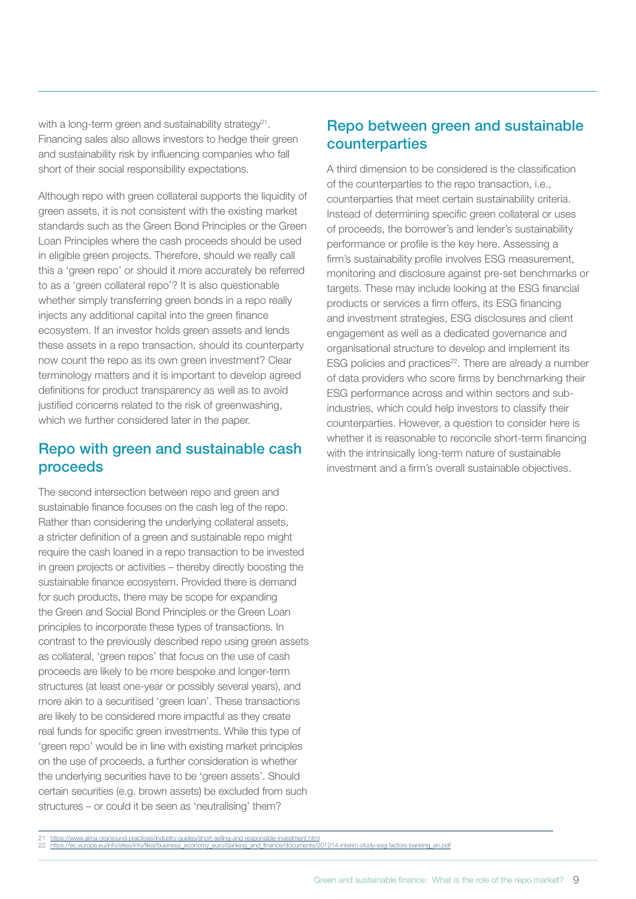with a long-term green and sustainability strategy[21]. Financing sales also allows investors to hedge their green and sustainability risk by influencing companies who fall short of their social responsibility expectations.

Although repo with green collateral supports the liquidity of green assets, it is not consistent with the existing market standards such as the Green Bond Principles or the Green Loan Principles where the cash proceeds should be used in eligible green projects. Therefore, should we really call this a 'green repo' or should it more accurately be referred to as a 'green collateral repo'? It is also questionable whether simply transferring green bonds in a repo really injects any additional capital into the green finance ecosystem. If an investor holds green assets and lends these assets in a repo transaction, should its counterparty now count the repo as its own green investment? Clear terminology matters and it is important to develop agreed definitions for product transparency as well as to avoid justified concerns related to the risk of greenwashing, which we further considered later in the paper.

## Repo with green and sustainable cash proceeds

The second intersection between repo and green and sustainable finance focuses on the cash leg of the repo. Rather than considering the underlying collateral assets, a stricter definition of a green and sustainable repo might require the cash loaned in a repo transaction to be invested in green projects or activities – thereby directly boosting the sustainable finance ecosystem. Provided there is demand for such products, there may be scope for expanding the Green and Social Bond Principles or the Green Loan principles to incorporate these types of transactions. In contrast to the previously described repo using green assets as collateral, 'green repos' that focus on the use of cash proceeds are likely to be more bespoke and longer-term structures (at least one-year or possibly several years), and more akin to a securitised 'green loan'. These transactions are likely to be considered more impactful as they create real funds for specific green investments. While this type of 'green repo' would be in line with existing market principles on the use of proceeds, a further consideration is whether the underlying securities have to be 'green assets'. Should certain securities (e.g. brown assets) be excluded from such structures – or could it be seen as 'neutralising' them?

## Repo between green and sustainable counterparties

A third dimension to be considered is the classification of the counterparties to the repo transaction, i.e., counterparties that meet certain sustainability criteria. Instead of determining specific green collateral or uses of proceeds, the borrower's and lender's sustainability performance or profile is the key here. Assessing a firm's sustainability profile involves ESG measurement, monitoring and disclosure against pre-set benchmarks or targets. These may include looking at the ESG financial products or services a firm offers, its ESG financing and investment strategies, ESG disclosures and client engagement as well as a dedicated governance and organisational structure to develop and implement its ESG policies and practices[22]. There are already a number of data providers who score firms by benchmarking their ESG performance across and within sectors and sub-industries, which could help investors to classify their counterparties. However, a question to consider here is whether it is reasonable to reconcile short-term financing with the intrinsically long-term nature of sustainable investment and a firm's overall sustainable objectives.

---

21 https://www.aima.org/sound-practices/industry-guides/short-selling-and-responsible-investment.html

22 https://ec.europa.eu/info/sites/info/files/business_economy_euro/banking_and_finance/documents/201214-interim-study-esg-factors-banking_en.pdf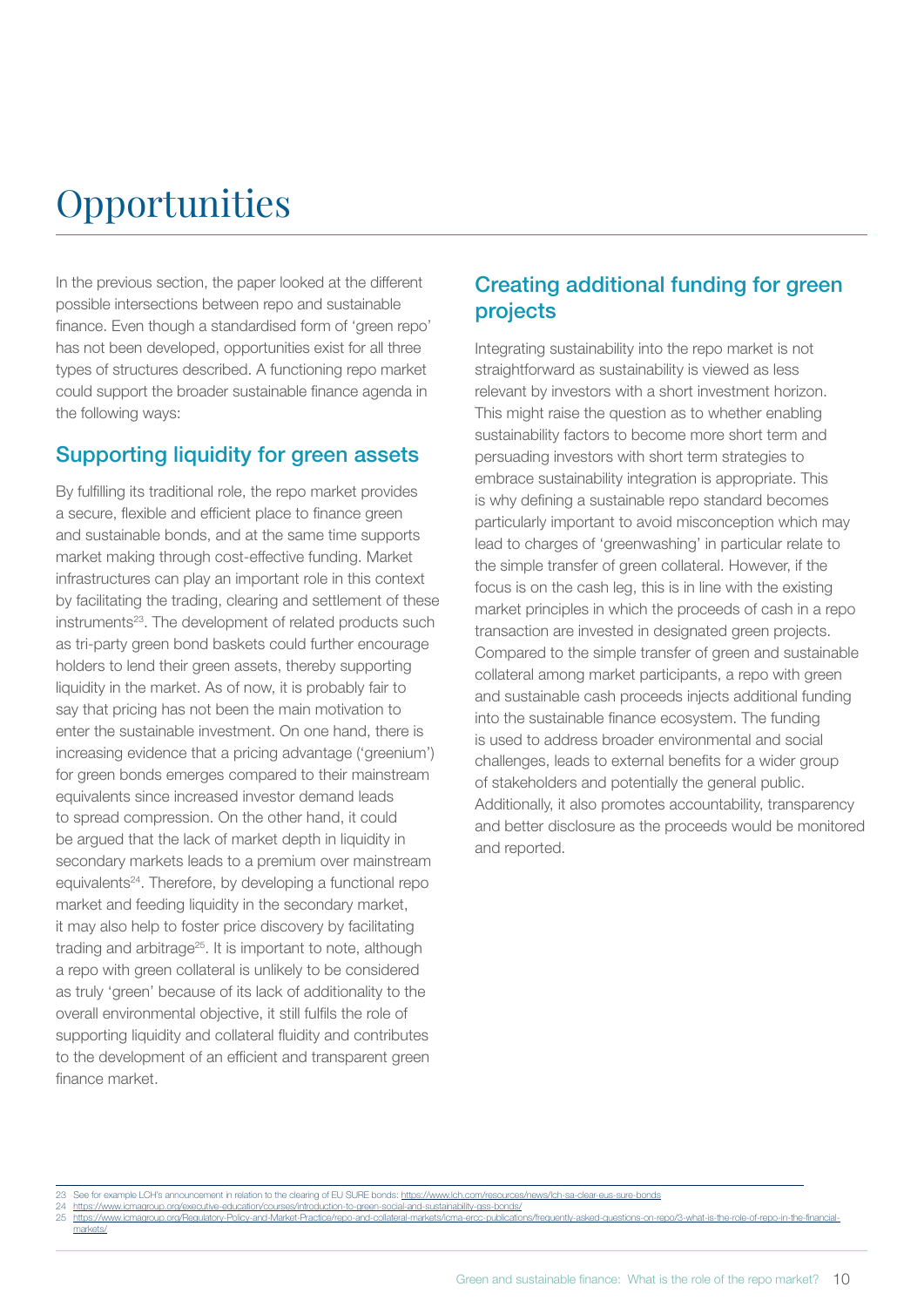# Opportunities

In the previous section, the paper looked at the different possible intersections between repo and sustainable finance. Even though a standardised form of 'green repo' has not been developed, opportunities exist for all three types of structures described. A functioning repo market could support the broader sustainable finance agenda in the following ways:

## Supporting liquidity for green assets

By fulfilling its traditional role, the repo market provides a secure, flexible and efficient place to finance green and sustainable bonds, and at the same time supports market making through cost-effective funding. Market infrastructures can play an important role in this context by facilitating the trading, clearing and settlement of these instruments[23]. The development of related products such as tri-party green bond baskets could further encourage holders to lend their green assets, thereby supporting liquidity in the market. As of now, it is probably fair to say that pricing has not been the main motivation to enter the sustainable investment. On one hand, there is increasing evidence that a pricing advantage ('greenium') for green bonds emerges compared to their mainstream equivalents since increased investor demand leads to spread compression. On the other hand, it could be argued that the lack of market depth in liquidity in secondary markets leads to a premium over mainstream equivalents[24]. Therefore, by developing a functional repo market and feeding liquidity in the secondary market, it may also help to foster price discovery by facilitating trading and arbitrage[25]. It is important to note, although a repo with green collateral is unlikely to be considered as truly 'green' because of its lack of additionality to the overall environmental objective, it still fulfils the role of supporting liquidity and collateral fluidity and contributes to the development of an efficient and transparent green finance market.

## Creating additional funding for green projects

Integrating sustainability into the repo market is not straightforward as sustainability is viewed as less relevant by investors with a short investment horizon. This might raise the question as to whether enabling sustainability factors to become more short term and persuading investors with short term strategies to embrace sustainability integration is appropriate. This is why defining a sustainable repo standard becomes particularly important to avoid misconception which may lead to charges of 'greenwashing' in particular relate to the simple transfer of green collateral. However, if the focus is on the cash leg, this is in line with the existing market principles in which the proceeds of cash in a repo transaction are invested in designated green projects. Compared to the simple transfer of green and sustainable collateral among market participants, a repo with green and sustainable cash proceeds injects additional funding into the sustainable finance ecosystem. The funding is used to address broader environmental and social challenges, leads to external benefits for a wider group of stakeholders and potentially the general public. Additionally, it also promotes accountability, transparency and better disclosure as the proceeds would be monitored and reported.

---

23 See for example LCH's announcement in relation to the clearing of EU SURE bonds: https://www.lch.com/resources/news/lch-sa-clear-eus-sure-bonds

24 https://www.icmagroup.org/executive-education/courses/introduction-to-green-social-and-sustainability-gss-bonds/

25 https://www.icmagroup.org/Regulatory-Policy-and-Market-Practice/repo-and-collateral-markets/icma-ercc-publications/frequently-asked-questions-on-repo/3-what-is-the-role-of-repo-in-the-financial-markets/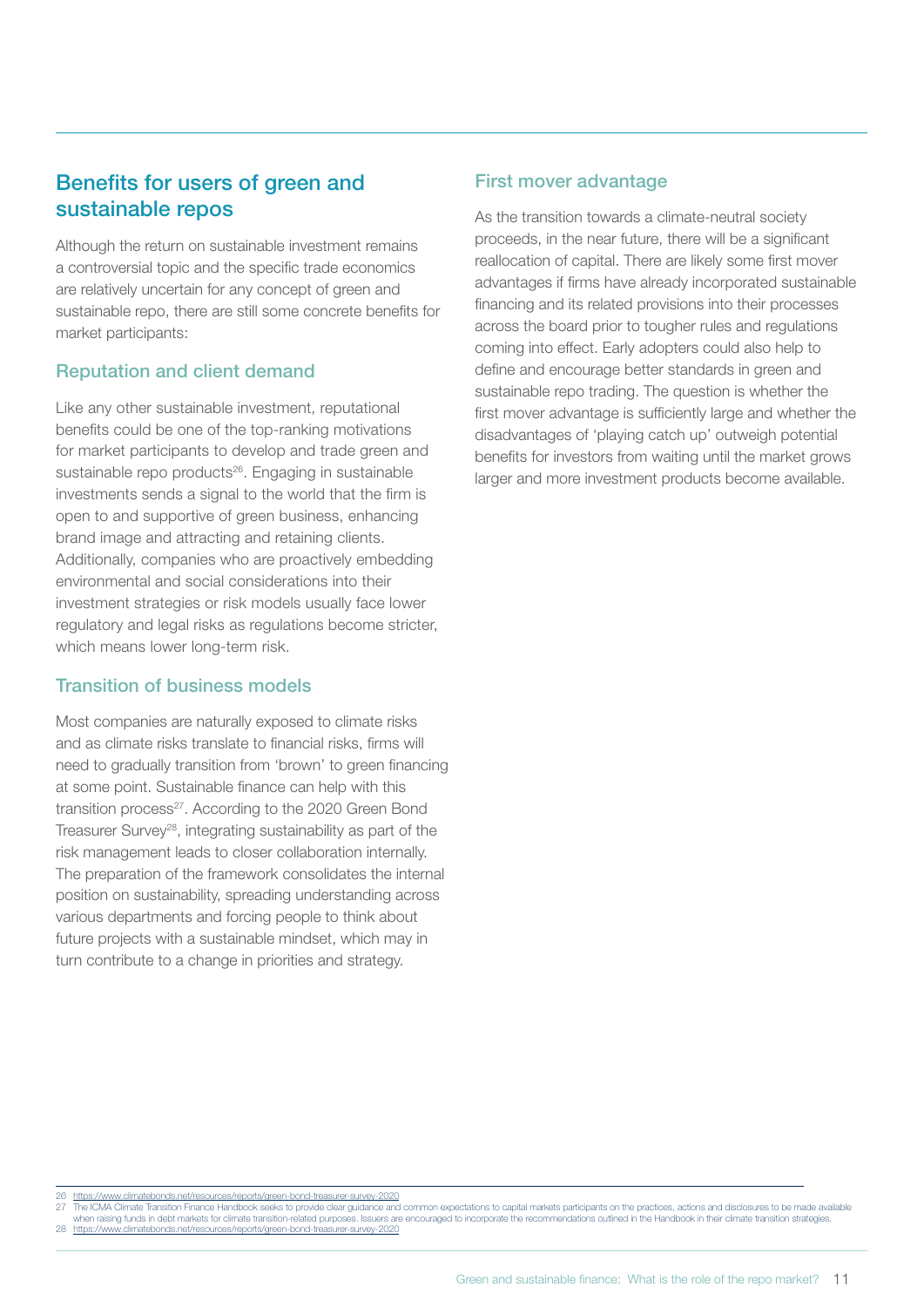## Benefits for users of green and sustainable repos

Although the return on sustainable investment remains a controversial topic and the specific trade economics are relatively uncertain for any concept of green and sustainable repo, there are still some concrete benefits for market participants:

### Reputation and client demand

Like any other sustainable investment, reputational benefits could be one of the top-ranking motivations for market participants to develop and trade green and sustainable repo products[26]. Engaging in sustainable investments sends a signal to the world that the firm is open to and supportive of green business, enhancing brand image and attracting and retaining clients. Additionally, companies who are proactively embedding environmental and social considerations into their investment strategies or risk models usually face lower regulatory and legal risks as regulations become stricter, which means lower long-term risk.

### Transition of business models

Most companies are naturally exposed to climate risks and as climate risks translate to financial risks, firms will need to gradually transition from 'brown' to green financing at some point. Sustainable finance can help with this transition process[27]. According to the 2020 Green Bond Treasurer Survey[28], integrating sustainability as part of the risk management leads to closer collaboration internally. The preparation of the framework consolidates the internal position on sustainability, spreading understanding across various departments and forcing people to think about future projects with a sustainable mindset, which may in turn contribute to a change in priorities and strategy.

### First mover advantage

As the transition towards a climate-neutral society proceeds, in the near future, there will be a significant reallocation of capital. There are likely some first mover advantages if firms have already incorporated sustainable financing and its related provisions into their processes across the board prior to tougher rules and regulations coming into effect. Early adopters could also help to define and encourage better standards in green and sustainable repo trading. The question is whether the first mover advantage is sufficiently large and whether the disadvantages of 'playing catch up' outweigh potential benefits for investors from waiting until the market grows larger and more investment products become available.

---

26 https://www.climatebonds.net/resources/reports/green-bond-treasurer-survey-2020

27 The ICMA Climate Transition Finance Handbook seeks to provide clear guidance and common expectations to capital markets participants on the practices, actions and disclosures to be made available when raising funds in debt markets for climate transition-related purposes. Issuers are encouraged to incorporate the recommendations outlined in the Handbook in their climate transition strategies.

28 https://www.climatebonds.net/resources/reports/green-bond-treasurer-survey-2020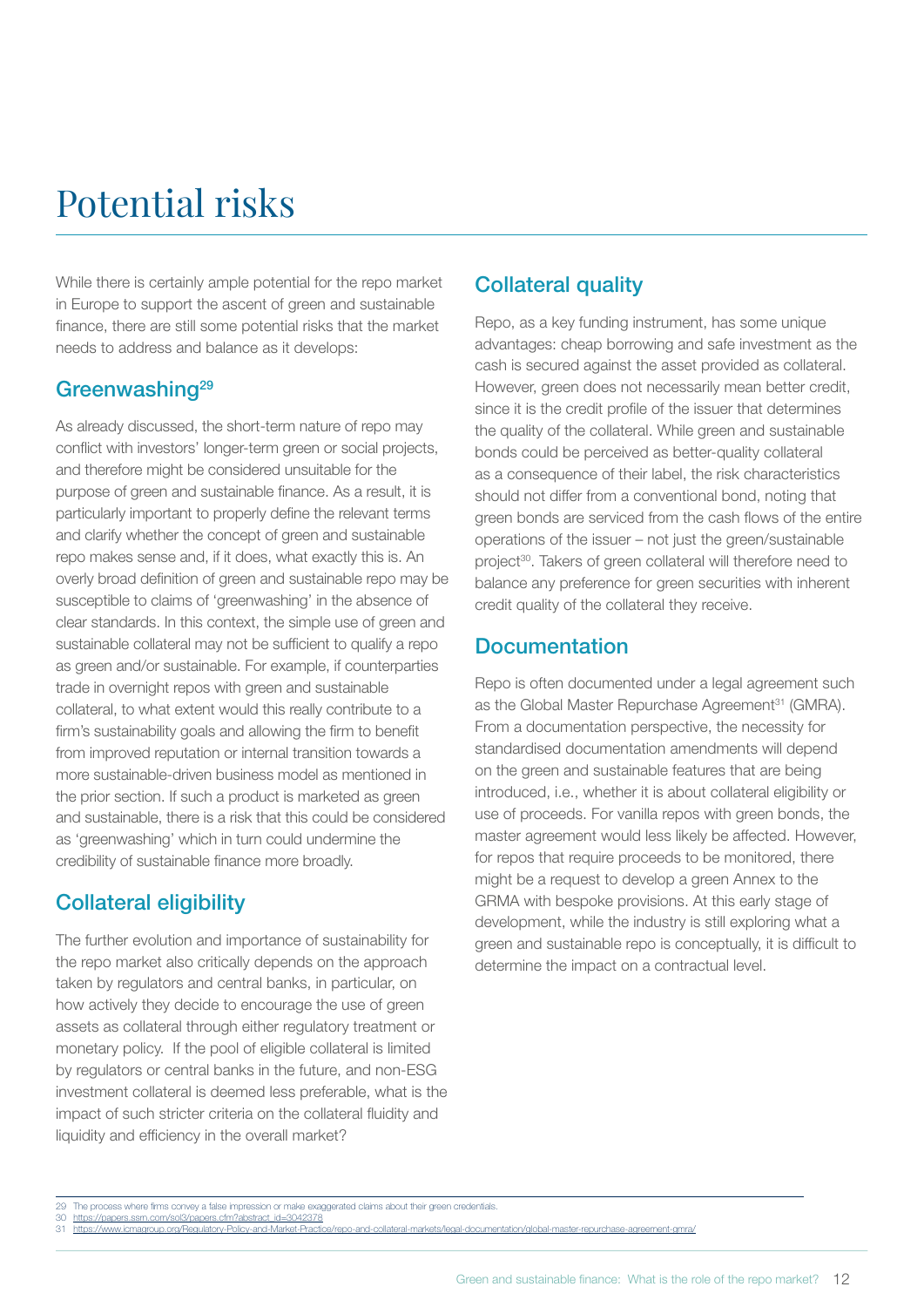# Potential risks

While there is certainly ample potential for the repo market in Europe to support the ascent of green and sustainable finance, there are still some potential risks that the market needs to address and balance as it develops:

## Greenwashing[29]

As already discussed, the short-term nature of repo may conflict with investors' longer-term green or social projects, and therefore might be considered unsuitable for the purpose of green and sustainable finance. As a result, it is particularly important to properly define the relevant terms and clarify whether the concept of green and sustainable repo makes sense and, if it does, what exactly this is. An overly broad definition of green and sustainable repo may be susceptible to claims of 'greenwashing' in the absence of clear standards. In this context, the simple use of green and sustainable collateral may not be sufficient to qualify a repo as green and/or sustainable. For example, if counterparties trade in overnight repos with green and sustainable collateral, to what extent would this really contribute to a firm's sustainability goals and allowing the firm to benefit from improved reputation or internal transition towards a more sustainable-driven business model as mentioned in the prior section. If such a product is marketed as green and sustainable, there is a risk that this could be considered as 'greenwashing' which in turn could undermine the credibility of sustainable finance more broadly.

## Collateral eligibility

The further evolution and importance of sustainability for the repo market also critically depends on the approach taken by regulators and central banks, in particular, on how actively they decide to encourage the use of green assets as collateral through either regulatory treatment or monetary policy. If the pool of eligible collateral is limited by regulators or central banks in the future, and non-ESG investment collateral is deemed less preferable, what is the impact of such stricter criteria on the collateral fluidity and liquidity and efficiency in the overall market?

## Collateral quality

Repo, as a key funding instrument, has some unique advantages: cheap borrowing and safe investment as the cash is secured against the asset provided as collateral. However, green does not necessarily mean better credit, since it is the credit profile of the issuer that determines the quality of the collateral. While green and sustainable bonds could be perceived as better-quality collateral as a consequence of their label, the risk characteristics should not differ from a conventional bond, noting that green bonds are serviced from the cash flows of the entire operations of the issuer – not just the green/sustainable project[30]. Takers of green collateral will therefore need to balance any preference for green securities with inherent credit quality of the collateral they receive.

## Documentation

Repo is often documented under a legal agreement such as the Global Master Repurchase Agreement[31] (GMRA). From a documentation perspective, the necessity for standardised documentation amendments will depend on the green and sustainable features that are being introduced, i.e., whether it is about collateral eligibility or use of proceeds. For vanilla repos with green bonds, the master agreement would less likely be affected. However, for repos that require proceeds to be monitored, there might be a request to develop a green Annex to the GRMA with bespoke provisions. At this early stage of development, while the industry is still exploring what a green and sustainable repo is conceptually, it is difficult to determine the impact on a contractual level.

---

29 The process where firms convey a false impression or make exaggerated claims about their green credentials.
30 https://papers.ssrn.com/sol3/papers.cfm?abstract_id=3042378
31 https://www.icmagroup.org/Regulatory-Policy-and-Market-Practice/repo-and-collateral-markets/legal-documentation/global-master-repurchase-agreement-gmra/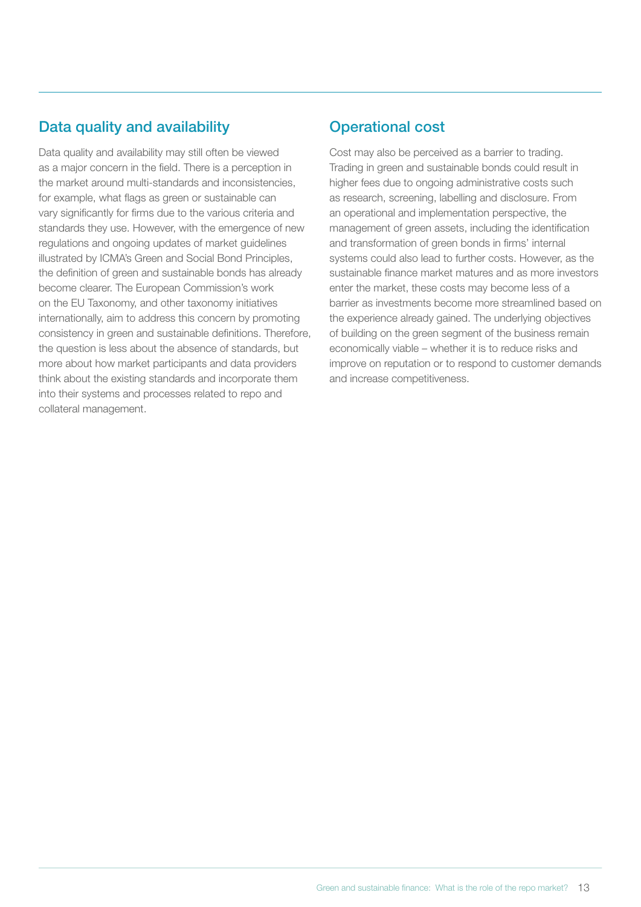## Data quality and availability

Data quality and availability may still often be viewed as a major concern in the field. There is a perception in the market around multi-standards and inconsistencies, for example, what flags as green or sustainable can vary significantly for firms due to the various criteria and standards they use. However, with the emergence of new regulations and ongoing updates of market guidelines illustrated by ICMA's Green and Social Bond Principles, the definition of green and sustainable bonds has already become clearer. The European Commission's work on the EU Taxonomy, and other taxonomy initiatives internationally, aim to address this concern by promoting consistency in green and sustainable definitions. Therefore, the question is less about the absence of standards, but more about how market participants and data providers think about the existing standards and incorporate them into their systems and processes related to repo and collateral management.

## Operational cost

Cost may also be perceived as a barrier to trading. Trading in green and sustainable bonds could result in higher fees due to ongoing administrative costs such as research, screening, labelling and disclosure. From an operational and implementation perspective, the management of green assets, including the identification and transformation of green bonds in firms' internal systems could also lead to further costs. However, as the sustainable finance market matures and as more investors enter the market, these costs may become less of a barrier as investments become more streamlined based on the experience already gained. The underlying objectives of building on the green segment of the business remain economically viable – whether it is to reduce risks and improve on reputation or to respond to customer demands and increase competitiveness.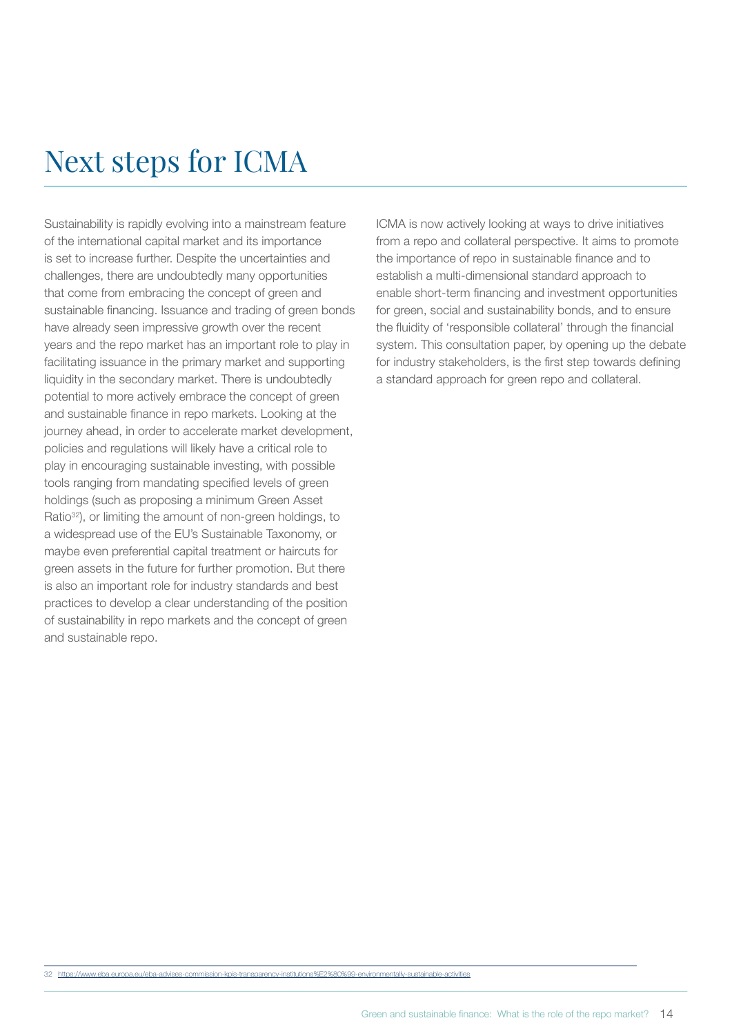# Next steps for ICMA

Sustainability is rapidly evolving into a mainstream feature of the international capital market and its importance is set to increase further. Despite the uncertainties and challenges, there are undoubtedly many opportunities that come from embracing the concept of green and sustainable financing. Issuance and trading of green bonds have already seen impressive growth over the recent years and the repo market has an important role to play in facilitating issuance in the primary market and supporting liquidity in the secondary market. There is undoubtedly potential to more actively embrace the concept of green and sustainable finance in repo markets. Looking at the journey ahead, in order to accelerate market development, policies and regulations will likely have a critical role to play in encouraging sustainable investing, with possible tools ranging from mandating specified levels of green holdings (such as proposing a minimum Green Asset Ratio[32]), or limiting the amount of non-green holdings, to a widespread use of the EU's Sustainable Taxonomy, or maybe even preferential capital treatment or haircuts for green assets in the future for further promotion. But there is also an important role for industry standards and best practices to develop a clear understanding of the position of sustainability in repo markets and the concept of green and sustainable repo.

ICMA is now actively looking at ways to drive initiatives from a repo and collateral perspective. It aims to promote the importance of repo in sustainable finance and to establish a multi-dimensional standard approach to enable short-term financing and investment opportunities for green, social and sustainability bonds, and to ensure the fluidity of 'responsible collateral' through the financial system. This consultation paper, by opening up the debate for industry stakeholders, is the first step towards defining a standard approach for green repo and collateral.

32 https://www.eba.europa.eu/eba-advises-commission-kpis-transparency-institutions%E2%80%99-environmentally-sustainable-activities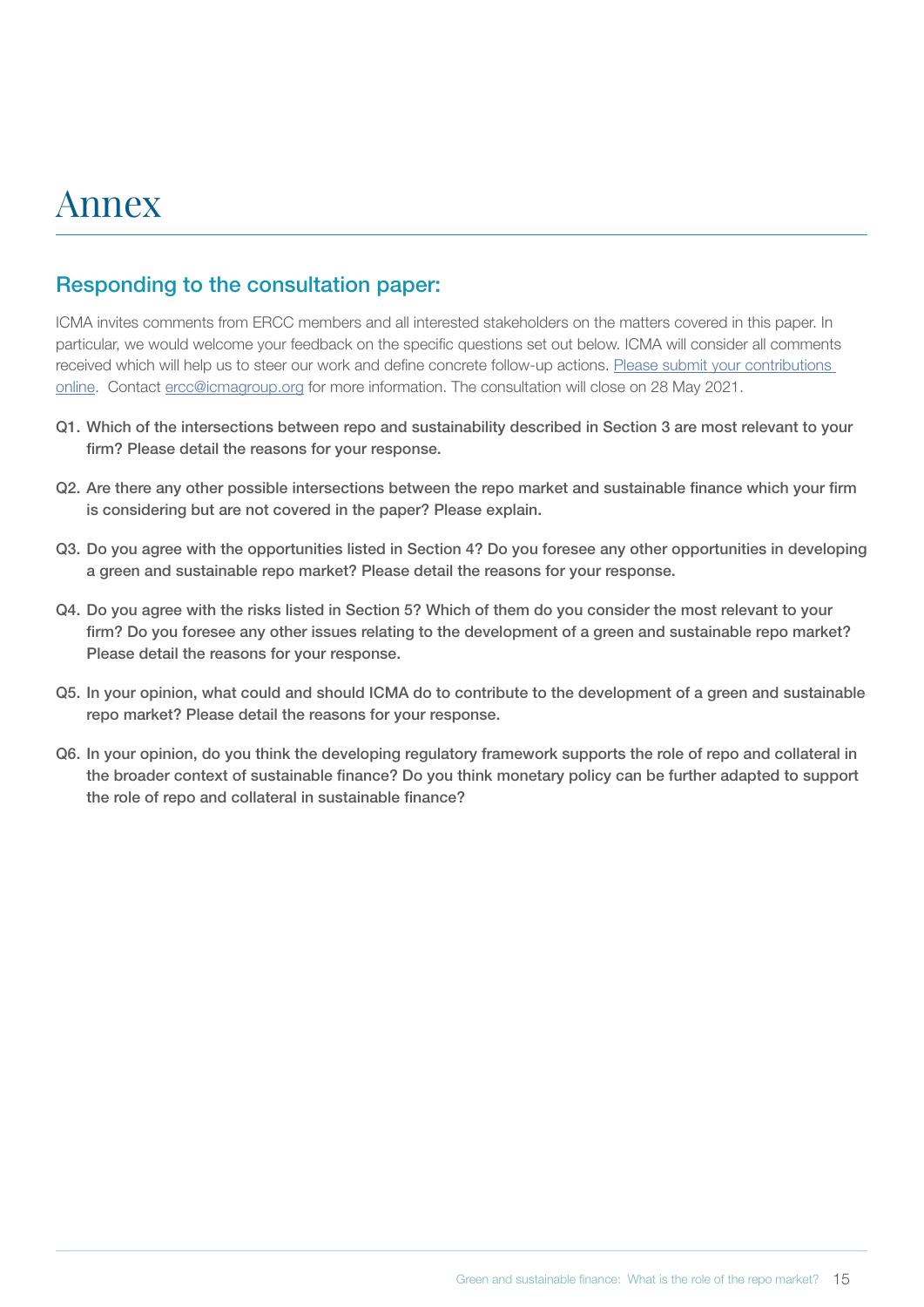# Annex

## Responding to the consultation paper:

ICMA invites comments from ERCC members and all interested stakeholders on the matters covered in this paper. In particular, we would welcome your feedback on the specific questions set out below. ICMA will consider all comments received which will help us to steer our work and define concrete follow-up actions. Please submit your contributions online. Contact ercc@icmagroup.org for more information. The consultation will close on 28 May 2021.

**Q1. Which of the intersections between repo and sustainability described in Section 3 are most relevant to your firm? Please detail the reasons for your response.**

**Q2. Are there any other possible intersections between the repo market and sustainable finance which your firm is considering but are not covered in the paper? Please explain.**

**Q3. Do you agree with the opportunities listed in Section 4? Do you foresee any other opportunities in developing a green and sustainable repo market? Please detail the reasons for your response.**

**Q4. Do you agree with the risks listed in Section 5? Which of them do you consider the most relevant to your firm? Do you foresee any other issues relating to the development of a green and sustainable repo market? Please detail the reasons for your response.**

**Q5. In your opinion, what could and should ICMA do to contribute to the development of a green and sustainable repo market? Please detail the reasons for your response.**

**Q6. In your opinion, do you think the developing regulatory framework supports the role of repo and collateral in the broader context of sustainable finance? Do you think monetary policy can be further adapted to support the role of repo and collateral in sustainable finance?**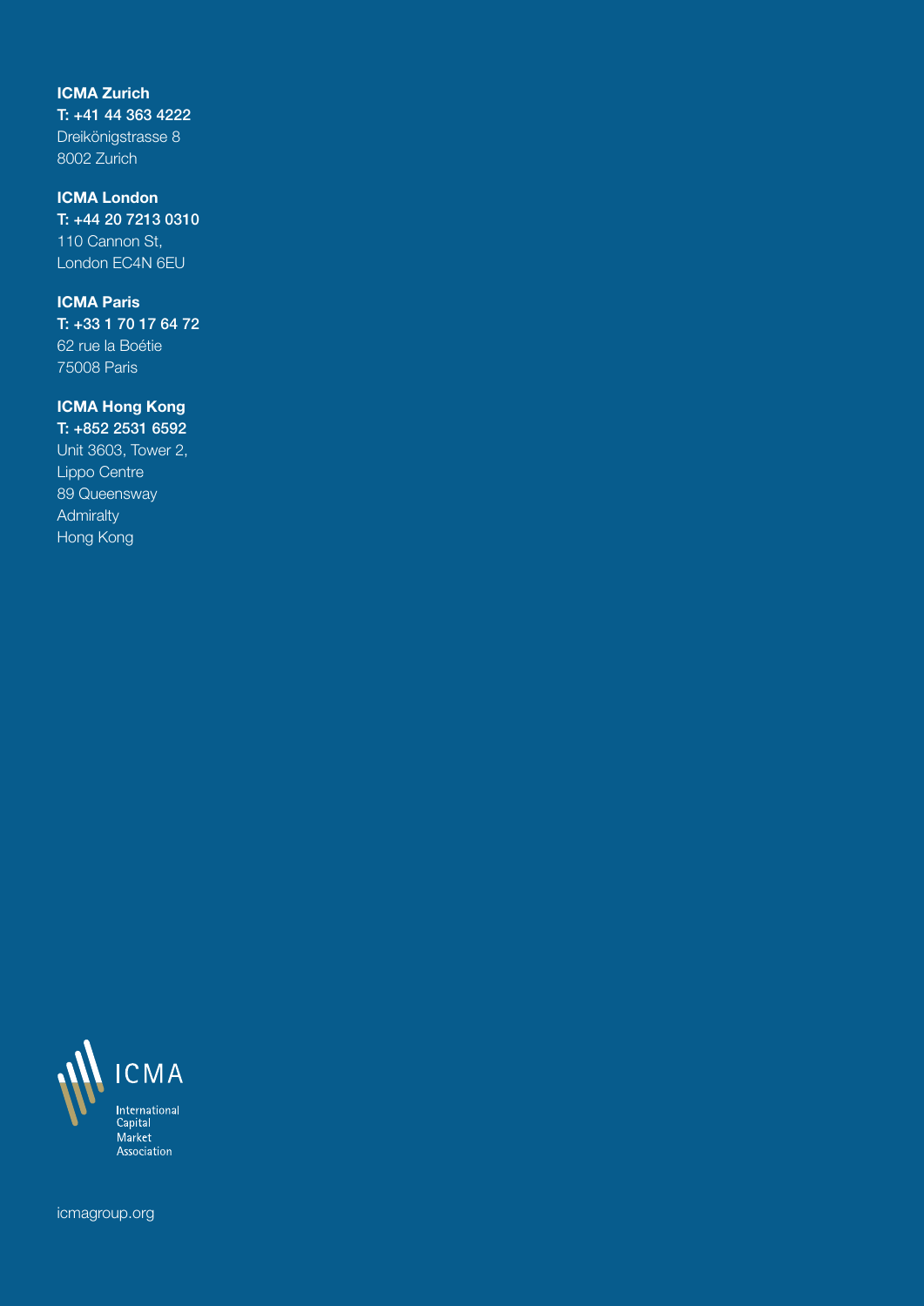**ICMA Zurich**
**T: +41 44 363 4222**
Dreikönigstrasse 8
8002 Zurich

**ICMA London**
**T: +44 20 7213 0310**
110 Cannon St,
London EC4N 6EU

**ICMA Paris**
**T: +33 1 70 17 64 72**
62 rue la Boétie
75008 Paris

**ICMA Hong Kong**
**T: +852 2531 6592**
Unit 3603, Tower 2,
Lippo Centre
89 Queensway
Admiralty
Hong Kong

ICMA
International
Capital
Market
Association

icmagroup.org